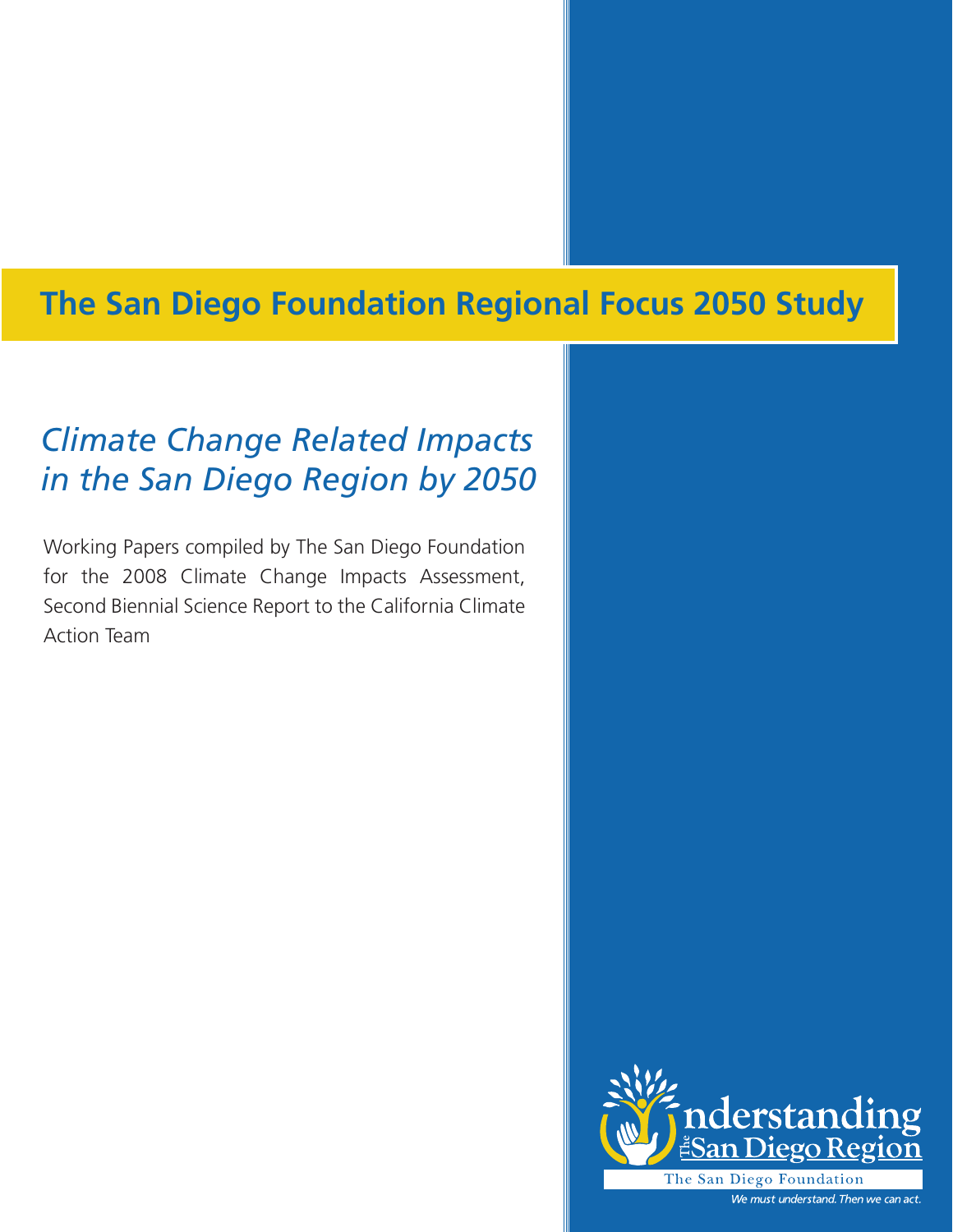# The San Diego Foundation Regional Focus 2050 Study

## *Climate Change Related Impacts in the San Diego Region by 2050*

Working Papers compiled by The San Diego Foundation for the 2008 Climate Change Impacts Assessment, Second Biennial Science Report to the California Climate Action Team

Understanding The San Diego Region

The San Diego Foundation

*We must understand. Then we can act.*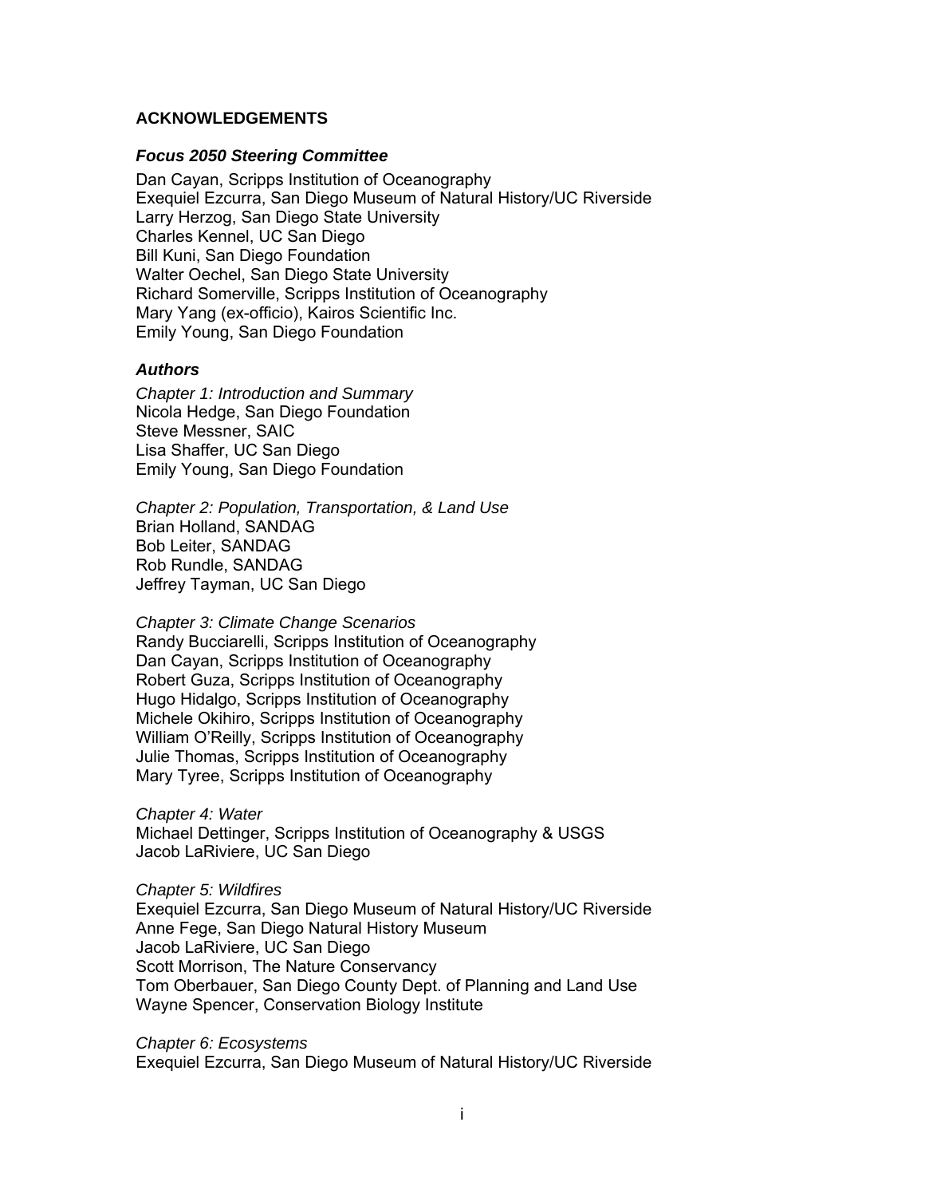## ACKNOWLEDGEMENTS

### *Focus 2050 Steering Committee*

Dan Cayan, Scripps Institution of Oceanography
Exequiel Ezcurra, San Diego Museum of Natural History/UC Riverside
Larry Herzog, San Diego State University
Charles Kennel, UC San Diego
Bill Kuni, San Diego Foundation
Walter Oechel, San Diego State University
Richard Somerville, Scripps Institution of Oceanography
Mary Yang (ex-officio), Kairos Scientific Inc.
Emily Young, San Diego Foundation

### *Authors*

*Chapter 1: Introduction and Summary*
Nicola Hedge, San Diego Foundation
Steve Messner, SAIC
Lisa Shaffer, UC San Diego
Emily Young, San Diego Foundation

*Chapter 2: Population, Transportation, & Land Use*
Brian Holland, SANDAG
Bob Leiter, SANDAG
Rob Rundle, SANDAG
Jeffrey Tayman, UC San Diego

*Chapter 3: Climate Change Scenarios*
Randy Bucciarelli, Scripps Institution of Oceanography
Dan Cayan, Scripps Institution of Oceanography
Robert Guza, Scripps Institution of Oceanography
Hugo Hidalgo, Scripps Institution of Oceanography
Michele Okihiro, Scripps Institution of Oceanography
William O'Reilly, Scripps Institution of Oceanography
Julie Thomas, Scripps Institution of Oceanography
Mary Tyree, Scripps Institution of Oceanography

*Chapter 4: Water*
Michael Dettinger, Scripps Institution of Oceanography & USGS
Jacob LaRiviere, UC San Diego

*Chapter 5: Wildfires*
Exequiel Ezcurra, San Diego Museum of Natural History/UC Riverside
Anne Fege, San Diego Natural History Museum
Jacob LaRiviere, UC San Diego
Scott Morrison, The Nature Conservancy
Tom Oberbauer, San Diego County Dept. of Planning and Land Use
Wayne Spencer, Conservation Biology Institute

*Chapter 6: Ecosystems*
Exequiel Ezcurra, San Diego Museum of Natural History/UC Riverside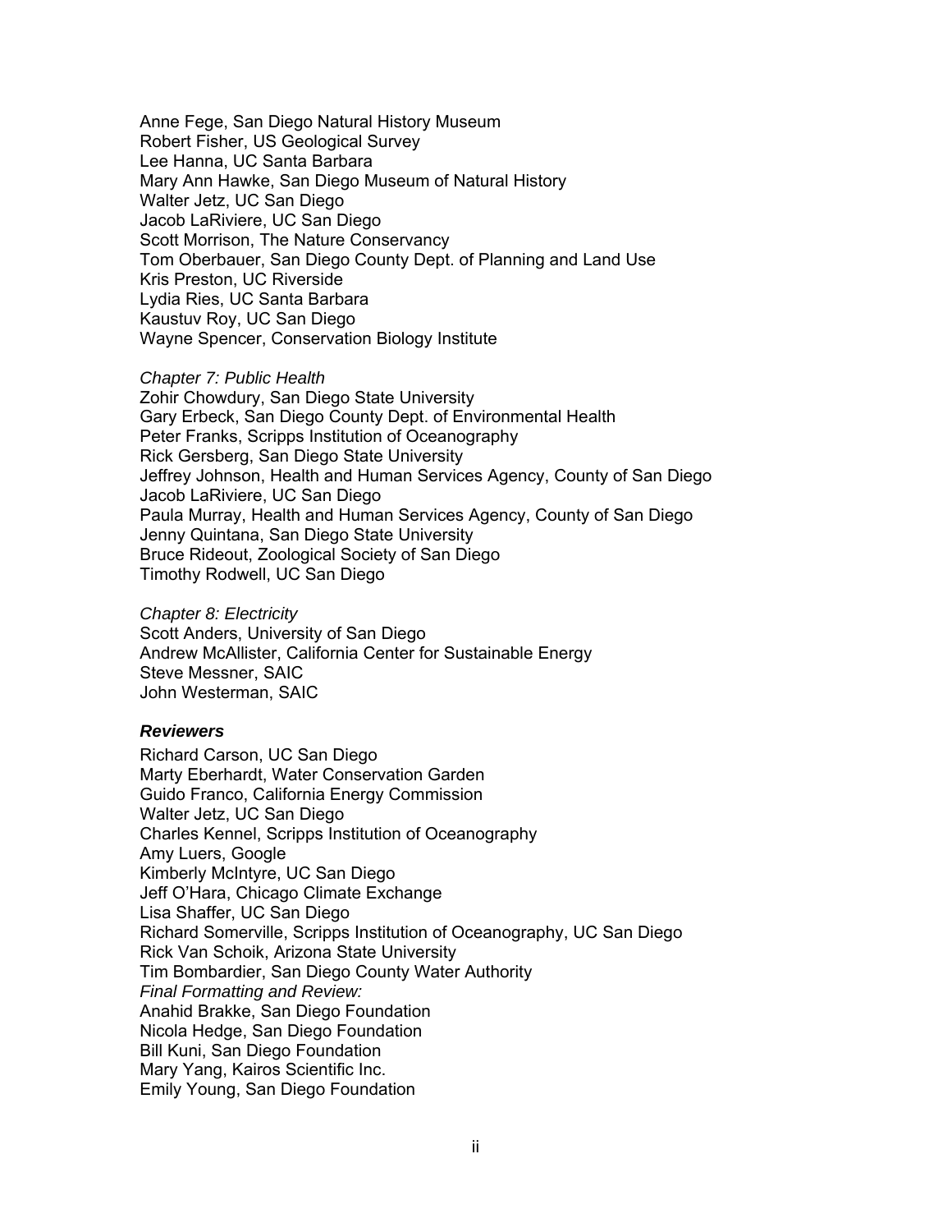Anne Fege, San Diego Natural History Museum
Robert Fisher, US Geological Survey
Lee Hanna, UC Santa Barbara
Mary Ann Hawke, San Diego Museum of Natural History
Walter Jetz, UC San Diego
Jacob LaRiviere, UC San Diego
Scott Morrison, The Nature Conservancy
Tom Oberbauer, San Diego County Dept. of Planning and Land Use
Kris Preston, UC Riverside
Lydia Ries, UC Santa Barbara
Kaustuv Roy, UC San Diego
Wayne Spencer, Conservation Biology Institute

*Chapter 7: Public Health*
Zohir Chowdury, San Diego State University
Gary Erbeck, San Diego County Dept. of Environmental Health
Peter Franks, Scripps Institution of Oceanography
Rick Gersberg, San Diego State University
Jeffrey Johnson, Health and Human Services Agency, County of San Diego
Jacob LaRiviere, UC San Diego
Paula Murray, Health and Human Services Agency, County of San Diego
Jenny Quintana, San Diego State University
Bruce Rideout, Zoological Society of San Diego
Timothy Rodwell, UC San Diego

*Chapter 8: Electricity*
Scott Anders, University of San Diego
Andrew McAllister, California Center for Sustainable Energy
Steve Messner, SAIC
John Westerman, SAIC

***Reviewers***

Richard Carson, UC San Diego
Marty Eberhardt, Water Conservation Garden
Guido Franco, California Energy Commission
Walter Jetz, UC San Diego
Charles Kennel, Scripps Institution of Oceanography
Amy Luers, Google
Kimberly McIntyre, UC San Diego
Jeff O'Hara, Chicago Climate Exchange
Lisa Shaffer, UC San Diego
Richard Somerville, Scripps Institution of Oceanography, UC San Diego
Rick Van Schoik, Arizona State University
Tim Bombardier, San Diego County Water Authority
*Final Formatting and Review:*
Anahid Brakke, San Diego Foundation
Nicola Hedge, San Diego Foundation
Bill Kuni, San Diego Foundation
Mary Yang, Kairos Scientific Inc.
Emily Young, San Diego Foundation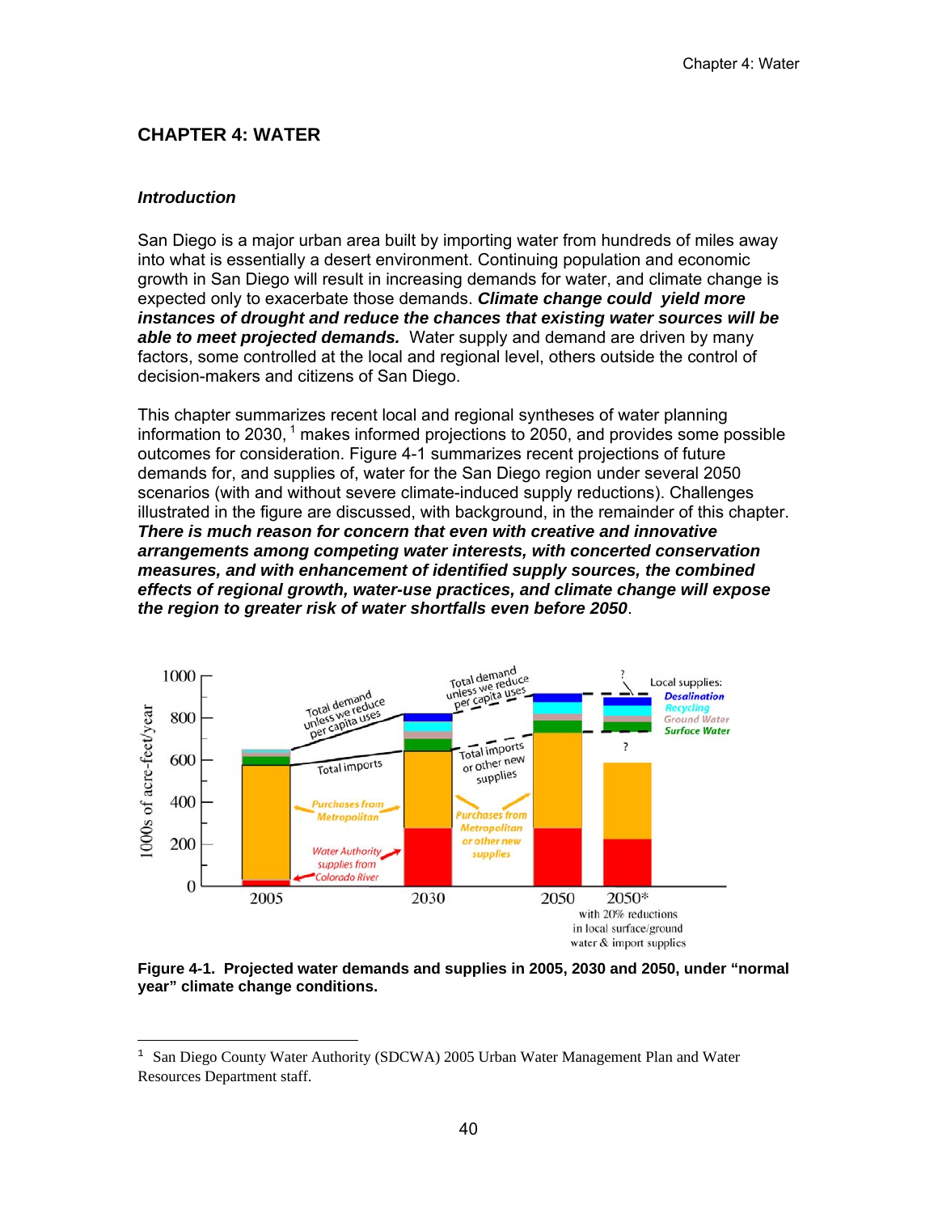# CHAPTER 4: WATER

### *Introduction*

San Diego is a major urban area built by importing water from hundreds of miles away into what is essentially a desert environment. Continuing population and economic growth in San Diego will result in increasing demands for water, and climate change is expected only to exacerbate those demands. ***Climate change could yield more instances of drought and reduce the chances that existing water sources will be able to meet projected demands.*** Water supply and demand are driven by many factors, some controlled at the local and regional level, others outside the control of decision-makers and citizens of San Diego.

This chapter summarizes recent local and regional syntheses of water planning information to 2030,[1] makes informed projections to 2050, and provides some possible outcomes for consideration. Figure 4-1 summarizes recent projections of future demands for, and supplies of, water for the San Diego region under several 2050 scenarios (with and without severe climate-induced supply reductions). Challenges illustrated in the figure are discussed, with background, in the remainder of this chapter. ***There is much reason for concern that even with creative and innovative arrangements among competing water interests, with concerted conservation measures, and with enhancement of identified supply sources, the combined effects of regional growth, water-use practices, and climate change will expose the region to greater risk of water shortfalls even before 2050***.

**Figure 4-1. Projected water demands and supplies in 2005, 2030 and 2050, under "normal year" climate change conditions.**

---

[1] San Diego County Water Authority (SDCWA) 2005 Urban Water Management Plan and Water Resources Department staff.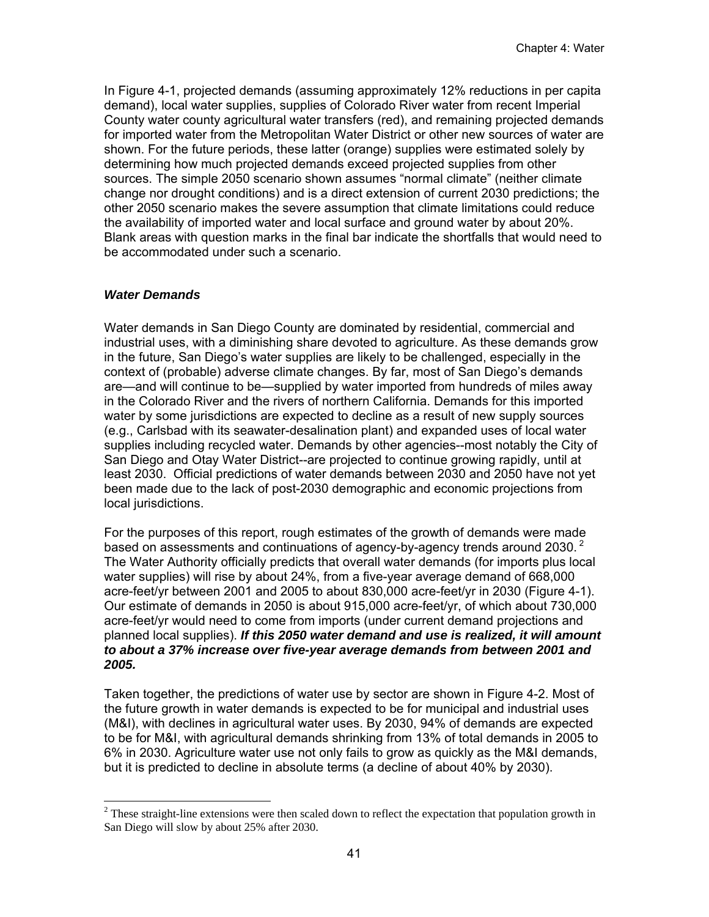In Figure 4-1, projected demands (assuming approximately 12% reductions in per capita demand), local water supplies, supplies of Colorado River water from recent Imperial County water county agricultural water transfers (red), and remaining projected demands for imported water from the Metropolitan Water District or other new sources of water are shown. For the future periods, these latter (orange) supplies were estimated solely by determining how much projected demands exceed projected supplies from other sources. The simple 2050 scenario shown assumes "normal climate" (neither climate change nor drought conditions) and is a direct extension of current 2030 predictions; the other 2050 scenario makes the severe assumption that climate limitations could reduce the availability of imported water and local surface and ground water by about 20%. Blank areas with question marks in the final bar indicate the shortfalls that would need to be accommodated under such a scenario.

### *Water Demands*

Water demands in San Diego County are dominated by residential, commercial and industrial uses, with a diminishing share devoted to agriculture. As these demands grow in the future, San Diego's water supplies are likely to be challenged, especially in the context of (probable) adverse climate changes. By far, most of San Diego's demands are—and will continue to be—supplied by water imported from hundreds of miles away in the Colorado River and the rivers of northern California. Demands for this imported water by some jurisdictions are expected to decline as a result of new supply sources (e.g., Carlsbad with its seawater-desalination plant) and expanded uses of local water supplies including recycled water. Demands by other agencies--most notably the City of San Diego and Otay Water District--are projected to continue growing rapidly, until at least 2030. Official predictions of water demands between 2030 and 2050 have not yet been made due to the lack of post-2030 demographic and economic projections from local jurisdictions.

For the purposes of this report, rough estimates of the growth of demands were made based on assessments and continuations of agency-by-agency trends around 2030.[2] The Water Authority officially predicts that overall water demands (for imports plus local water supplies) will rise by about 24%, from a five-year average demand of 668,000 acre-feet/yr between 2001 and 2005 to about 830,000 acre-feet/yr in 2030 (Figure 4-1). Our estimate of demands in 2050 is about 915,000 acre-feet/yr, of which about 730,000 acre-feet/yr would need to come from imports (under current demand projections and planned local supplies). ***If this 2050 water demand and use is realized, it will amount to about a 37% increase over five-year average demands from between 2001 and 2005.***

Taken together, the predictions of water use by sector are shown in Figure 4-2. Most of the future growth in water demands is expected to be for municipal and industrial uses (M&I), with declines in agricultural water uses. By 2030, 94% of demands are expected to be for M&I, with agricultural demands shrinking from 13% of total demands in 2005 to 6% in 2030. Agriculture water use not only fails to grow as quickly as the M&I demands, but it is predicted to decline in absolute terms (a decline of about 40% by 2030).

[2] These straight-line extensions were then scaled down to reflect the expectation that population growth in San Diego will slow by about 25% after 2030.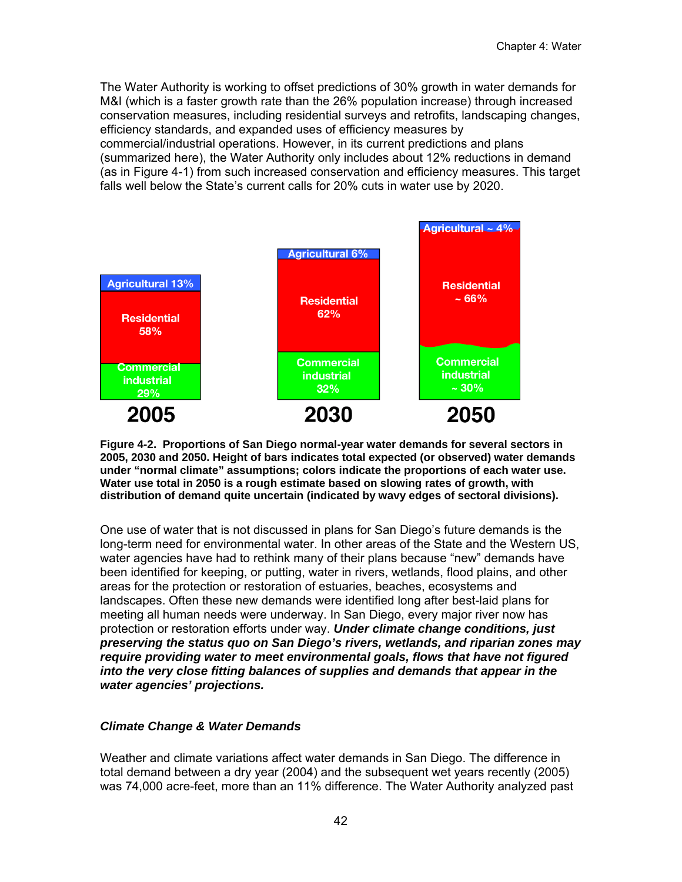The Water Authority is working to offset predictions of 30% growth in water demands for M&I (which is a faster growth rate than the 26% population increase) through increased conservation measures, including residential surveys and retrofits, landscaping changes, efficiency standards, and expanded uses of efficiency measures by commercial/industrial operations. However, in its current predictions and plans (summarized here), the Water Authority only includes about 12% reductions in demand (as in Figure 4-1) from such increased conservation and efficiency measures. This target falls well below the State's current calls for 20% cuts in water use by 2020.

**Figure 4-2. Proportions of San Diego normal-year water demands for several sectors in 2005, 2030 and 2050. Height of bars indicates total expected (or observed) water demands under "normal climate" assumptions; colors indicate the proportions of each water use. Water use total in 2050 is a rough estimate based on slowing rates of growth, with distribution of demand quite uncertain (indicated by wavy edges of sectoral divisions).**

One use of water that is not discussed in plans for San Diego's future demands is the long-term need for environmental water. In other areas of the State and the Western US, water agencies have had to rethink many of their plans because "new" demands have been identified for keeping, or putting, water in rivers, wetlands, flood plains, and other areas for the protection or restoration of estuaries, beaches, ecosystems and landscapes. Often these new demands were identified long after best-laid plans for meeting all human needs were underway. In San Diego, every major river now has protection or restoration efforts under way. ***Under climate change conditions, just preserving the status quo on San Diego's rivers, wetlands, and riparian zones may require providing water to meet environmental goals, flows that have not figured into the very close fitting balances of supplies and demands that appear in the water agencies' projections.***

### *Climate Change & Water Demands*

Weather and climate variations affect water demands in San Diego. The difference in total demand between a dry year (2004) and the subsequent wet years recently (2005) was 74,000 acre-feet, more than an 11% difference. The Water Authority analyzed past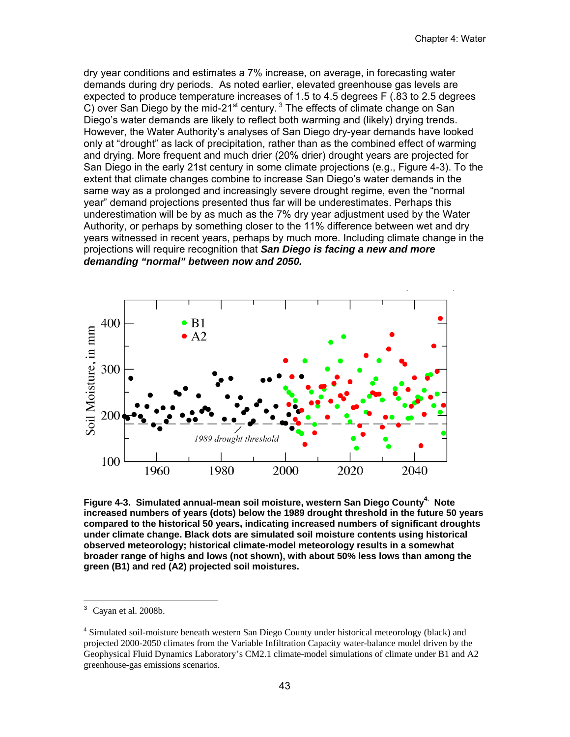dry year conditions and estimates a 7% increase, on average, in forecasting water demands during dry periods. As noted earlier, elevated greenhouse gas levels are expected to produce temperature increases of 1.5 to 4.5 degrees F (.83 to 2.5 degrees C) over San Diego by the mid-21st century.[3] The effects of climate change on San Diego's water demands are likely to reflect both warming and (likely) drying trends. However, the Water Authority's analyses of San Diego dry-year demands have looked only at "drought" as lack of precipitation, rather than as the combined effect of warming and drying. More frequent and much drier (20% drier) drought years are projected for San Diego in the early 21st century in some climate projections (e.g., Figure 4-3). To the extent that climate changes combine to increase San Diego's water demands in the same way as a prolonged and increasingly severe drought regime, even the "normal year" demand projections presented thus far will be underestimates. Perhaps this underestimation will be by as much as the 7% dry year adjustment used by the Water Authority, or perhaps by something closer to the 11% difference between wet and dry years witnessed in recent years, perhaps by much more. Including climate change in the projections will require recognition that ***San Diego is facing a new and more demanding "normal" between now and 2050.***

**Figure 4-3. Simulated annual-mean soil moisture, western San Diego County[4]. Note increased numbers of years (dots) below the 1989 drought threshold in the future 50 years compared to the historical 50 years, indicating increased numbers of significant droughts under climate change. Black dots are simulated soil moisture contents using historical observed meteorology; historical climate-model meteorology results in a somewhat broader range of highs and lows (not shown), with about 50% less lows than among the green (B1) and red (A2) projected soil moistures.**

---

[3] Cayan et al. 2008b.

[4] Simulated soil-moisture beneath western San Diego County under historical meteorology (black) and projected 2000-2050 climates from the Variable Infiltration Capacity water-balance model driven by the Geophysical Fluid Dynamics Laboratory's CM2.1 climate-model simulations of climate under B1 and A2 greenhouse-gas emissions scenarios.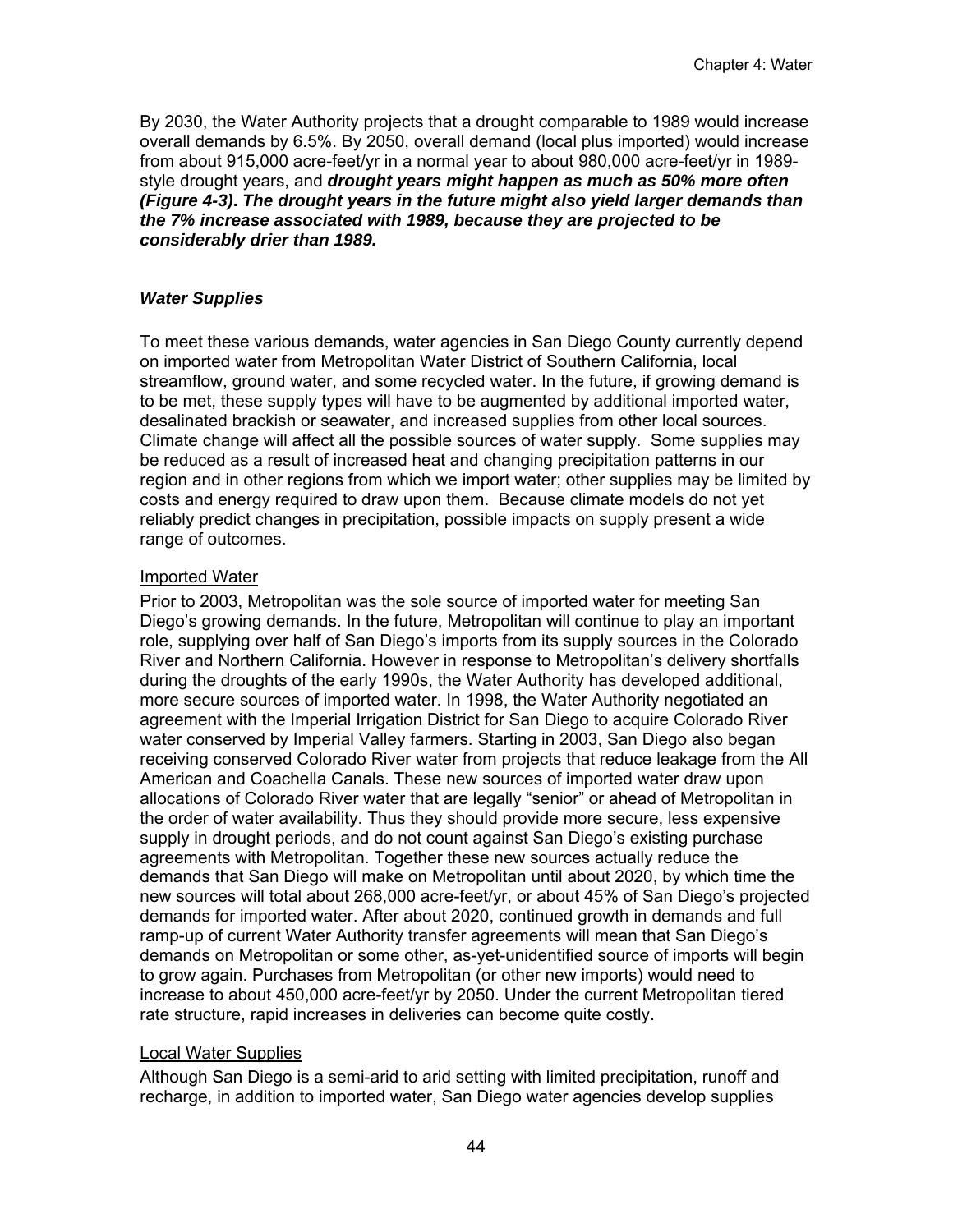By 2030, the Water Authority projects that a drought comparable to 1989 would increase overall demands by 6.5%. By 2050, overall demand (local plus imported) would increase from about 915,000 acre-feet/yr in a normal year to about 980,000 acre-feet/yr in 1989-style drought years, and ***drought years might happen as much as 50% more often (Figure 4-3). The drought years in the future might also yield larger demands than the 7% increase associated with 1989, because they are projected to be considerably drier than 1989.***

### *Water Supplies*

To meet these various demands, water agencies in San Diego County currently depend on imported water from Metropolitan Water District of Southern California, local streamflow, ground water, and some recycled water. In the future, if growing demand is to be met, these supply types will have to be augmented by additional imported water, desalinated brackish or seawater, and increased supplies from other local sources. Climate change will affect all the possible sources of water supply. Some supplies may be reduced as a result of increased heat and changing precipitation patterns in our region and in other regions from which we import water; other supplies may be limited by costs and energy required to draw upon them. Because climate models do not yet reliably predict changes in precipitation, possible impacts on supply present a wide range of outcomes.

#### Imported Water

Prior to 2003, Metropolitan was the sole source of imported water for meeting San Diego's growing demands. In the future, Metropolitan will continue to play an important role, supplying over half of San Diego's imports from its supply sources in the Colorado River and Northern California. However in response to Metropolitan's delivery shortfalls during the droughts of the early 1990s, the Water Authority has developed additional, more secure sources of imported water. In 1998, the Water Authority negotiated an agreement with the Imperial Irrigation District for San Diego to acquire Colorado River water conserved by Imperial Valley farmers. Starting in 2003, San Diego also began receiving conserved Colorado River water from projects that reduce leakage from the All American and Coachella Canals. These new sources of imported water draw upon allocations of Colorado River water that are legally "senior" or ahead of Metropolitan in the order of water availability. Thus they should provide more secure, less expensive supply in drought periods, and do not count against San Diego's existing purchase agreements with Metropolitan. Together these new sources actually reduce the demands that San Diego will make on Metropolitan until about 2020, by which time the new sources will total about 268,000 acre-feet/yr, or about 45% of San Diego's projected demands for imported water. After about 2020, continued growth in demands and full ramp-up of current Water Authority transfer agreements will mean that San Diego's demands on Metropolitan or some other, as-yet-unidentified source of imports will begin to grow again. Purchases from Metropolitan (or other new imports) would need to increase to about 450,000 acre-feet/yr by 2050. Under the current Metropolitan tiered rate structure, rapid increases in deliveries can become quite costly.

#### Local Water Supplies

Although San Diego is a semi-arid to arid setting with limited precipitation, runoff and recharge, in addition to imported water, San Diego water agencies develop supplies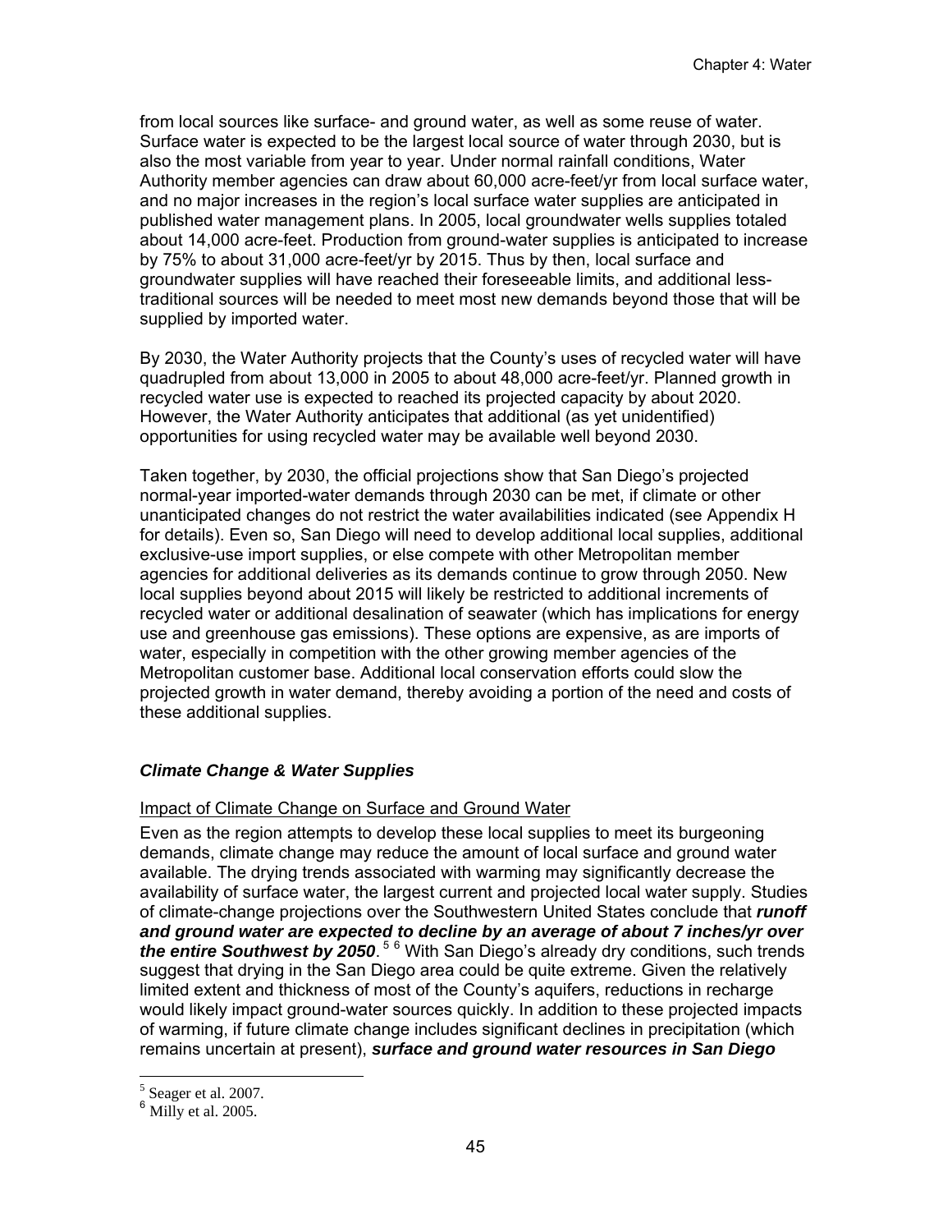from local sources like surface- and ground water, as well as some reuse of water. Surface water is expected to be the largest local source of water through 2030, but is also the most variable from year to year. Under normal rainfall conditions, Water Authority member agencies can draw about 60,000 acre-feet/yr from local surface water, and no major increases in the region's local surface water supplies are anticipated in published water management plans. In 2005, local groundwater wells supplies totaled about 14,000 acre-feet. Production from ground-water supplies is anticipated to increase by 75% to about 31,000 acre-feet/yr by 2015. Thus by then, local surface and groundwater supplies will have reached their foreseeable limits, and additional less-traditional sources will be needed to meet most new demands beyond those that will be supplied by imported water.

By 2030, the Water Authority projects that the County's uses of recycled water will have quadrupled from about 13,000 in 2005 to about 48,000 acre-feet/yr. Planned growth in recycled water use is expected to reached its projected capacity by about 2020. However, the Water Authority anticipates that additional (as yet unidentified) opportunities for using recycled water may be available well beyond 2030.

Taken together, by 2030, the official projections show that San Diego's projected normal-year imported-water demands through 2030 can be met, if climate or other unanticipated changes do not restrict the water availabilities indicated (see Appendix H for details). Even so, San Diego will need to develop additional local supplies, additional exclusive-use import supplies, or else compete with other Metropolitan member agencies for additional deliveries as its demands continue to grow through 2050. New local supplies beyond about 2015 will likely be restricted to additional increments of recycled water or additional desalination of seawater (which has implications for energy use and greenhouse gas emissions). These options are expensive, as are imports of water, especially in competition with the other growing member agencies of the Metropolitan customer base. Additional local conservation efforts could slow the projected growth in water demand, thereby avoiding a portion of the need and costs of these additional supplies.

### *Climate Change & Water Supplies*

#### Impact of Climate Change on Surface and Ground Water

Even as the region attempts to develop these local supplies to meet its burgeoning demands, climate change may reduce the amount of local surface and ground water available. The drying trends associated with warming may significantly decrease the availability of surface water, the largest current and projected local water supply. Studies of climate-change projections over the Southwestern United States conclude that ***runoff and ground water are expected to decline by an average of about 7 inches/yr over the entire Southwest by 2050***.[5] [6] With San Diego's already dry conditions, such trends suggest that drying in the San Diego area could be quite extreme. Given the relatively limited extent and thickness of most of the County's aquifers, reductions in recharge would likely impact ground-water sources quickly. In addition to these projected impacts of warming, if future climate change includes significant declines in precipitation (which remains uncertain at present), ***surface and ground water resources in San Diego***

---

[5] Seager et al. 2007.

[6] Milly et al. 2005.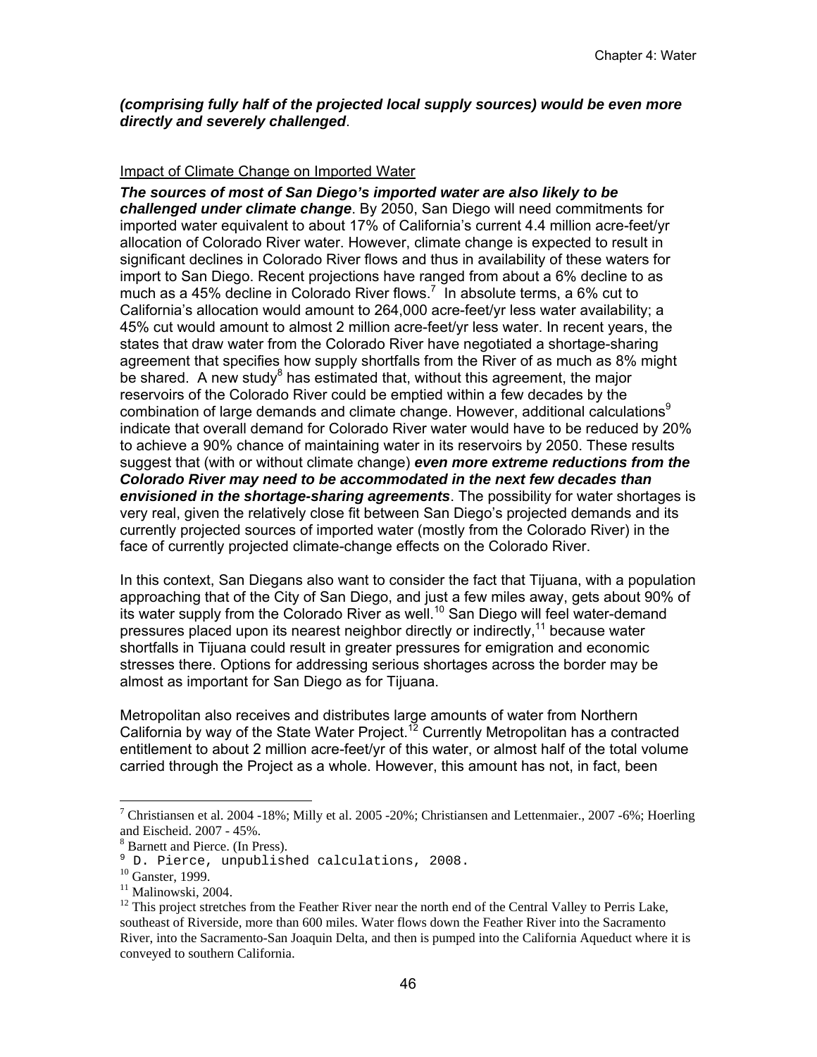***(comprising fully half of the projected local supply sources) would be even more directly and severely challenged***.

Impact of Climate Change on Imported Water

***The sources of most of San Diego's imported water are also likely to be challenged under climate change***. By 2050, San Diego will need commitments for imported water equivalent to about 17% of California's current 4.4 million acre-feet/yr allocation of Colorado River water. However, climate change is expected to result in significant declines in Colorado River flows and thus in availability of these waters for import to San Diego. Recent projections have ranged from about a 6% decline to as much as a 45% decline in Colorado River flows.[7] In absolute terms, a 6% cut to California's allocation would amount to 264,000 acre-feet/yr less water availability; a 45% cut would amount to almost 2 million acre-feet/yr less water. In recent years, the states that draw water from the Colorado River have negotiated a shortage-sharing agreement that specifies how supply shortfalls from the River of as much as 8% might be shared. A new study[8] has estimated that, without this agreement, the major reservoirs of the Colorado River could be emptied within a few decades by the combination of large demands and climate change. However, additional calculations[9] indicate that overall demand for Colorado River water would have to be reduced by 20% to achieve a 90% chance of maintaining water in its reservoirs by 2050. These results suggest that (with or without climate change) ***even more extreme reductions from the Colorado River may need to be accommodated in the next few decades than envisioned in the shortage-sharing agreements***. The possibility for water shortages is very real, given the relatively close fit between San Diego's projected demands and its currently projected sources of imported water (mostly from the Colorado River) in the face of currently projected climate-change effects on the Colorado River.

In this context, San Diegans also want to consider the fact that Tijuana, with a population approaching that of the City of San Diego, and just a few miles away, gets about 90% of its water supply from the Colorado River as well.[10] San Diego will feel water-demand pressures placed upon its nearest neighbor directly or indirectly,[11] because water shortfalls in Tijuana could result in greater pressures for emigration and economic stresses there. Options for addressing serious shortages across the border may be almost as important for San Diego as for Tijuana.

Metropolitan also receives and distributes large amounts of water from Northern California by way of the State Water Project.[12] Currently Metropolitan has a contracted entitlement to about 2 million acre-feet/yr of this water, or almost half of the total volume carried through the Project as a whole. However, this amount has not, in fact, been

---

[7] Christiansen et al. 2004 -18%; Milly et al. 2005 -20%; Christiansen and Lettenmaier., 2007 -6%; Hoerling and Eischeid. 2007 - 45%.

[8] Barnett and Pierce. (In Press).

[9] D. Pierce, unpublished calculations, 2008.

[10] Ganster, 1999.

[11] Malinowski, 2004.

[12] This project stretches from the Feather River near the north end of the Central Valley to Perris Lake, southeast of Riverside, more than 600 miles. Water flows down the Feather River into the Sacramento River, into the Sacramento-San Joaquin Delta, and then is pumped into the California Aqueduct where it is conveyed to southern California.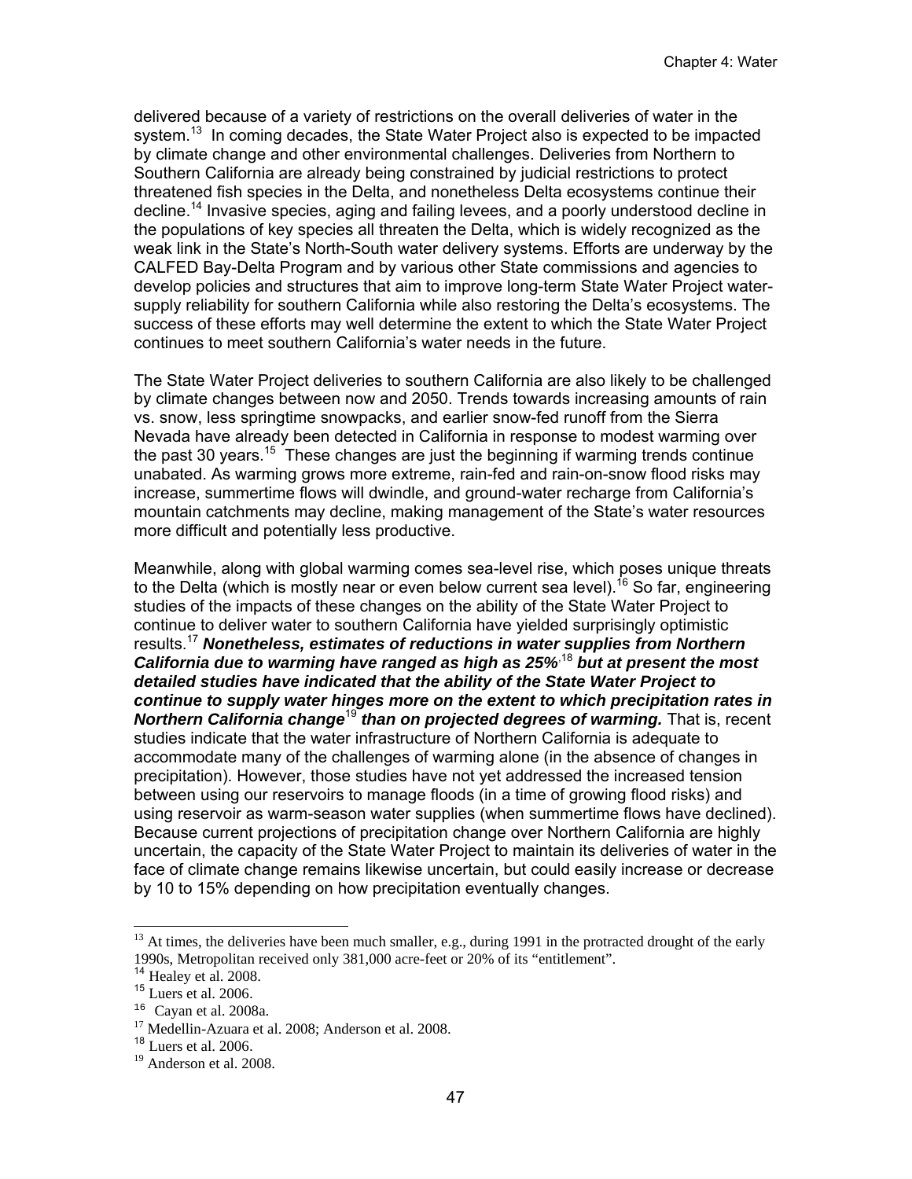delivered because of a variety of restrictions on the overall deliveries of water in the system.[13] In coming decades, the State Water Project also is expected to be impacted by climate change and other environmental challenges. Deliveries from Northern to Southern California are already being constrained by judicial restrictions to protect threatened fish species in the Delta, and nonetheless Delta ecosystems continue their decline.[14] Invasive species, aging and failing levees, and a poorly understood decline in the populations of key species all threaten the Delta, which is widely recognized as the weak link in the State's North-South water delivery systems. Efforts are underway by the CALFED Bay-Delta Program and by various other State commissions and agencies to develop policies and structures that aim to improve long-term State Water Project water-supply reliability for southern California while also restoring the Delta's ecosystems. The success of these efforts may well determine the extent to which the State Water Project continues to meet southern California's water needs in the future.

The State Water Project deliveries to southern California are also likely to be challenged by climate changes between now and 2050. Trends towards increasing amounts of rain vs. snow, less springtime snowpacks, and earlier snow-fed runoff from the Sierra Nevada have already been detected in California in response to modest warming over the past 30 years.[15] These changes are just the beginning if warming trends continue unabated. As warming grows more extreme, rain-fed and rain-on-snow flood risks may increase, summertime flows will dwindle, and ground-water recharge from California's mountain catchments may decline, making management of the State's water resources more difficult and potentially less productive.

Meanwhile, along with global warming comes sea-level rise, which poses unique threats to the Delta (which is mostly near or even below current sea level).[16] So far, engineering studies of the impacts of these changes on the ability of the State Water Project to continue to deliver water to southern California have yielded surprisingly optimistic results.[17] ***Nonetheless, estimates of reductions in water supplies from Northern California due to warming have ranged as high as 25%***[18] ***but at present the most detailed studies have indicated that the ability of the State Water Project to continue to supply water hinges more on the extent to which precipitation rates in Northern California change***[19] ***than on projected degrees of warming.*** That is, recent studies indicate that the water infrastructure of Northern California is adequate to accommodate many of the challenges of warming alone (in the absence of changes in precipitation). However, those studies have not yet addressed the increased tension between using our reservoirs to manage floods (in a time of growing flood risks) and using reservoir as warm-season water supplies (when summertime flows have declined). Because current projections of precipitation change over Northern California are highly uncertain, the capacity of the State Water Project to maintain its deliveries of water in the face of climate change remains likewise uncertain, but could easily increase or decrease by 10 to 15% depending on how precipitation eventually changes.

---

[13] At times, the deliveries have been much smaller, e.g., during 1991 in the protracted drought of the early 1990s, Metropolitan received only 381,000 acre-feet or 20% of its "entitlement".

[14] Healey et al. 2008.

[15] Luers et al. 2006.

[16] Cayan et al. 2008a.

[17] Medellin-Azuara et al. 2008; Anderson et al. 2008.

[18] Luers et al. 2006.

[19] Anderson et al. 2008.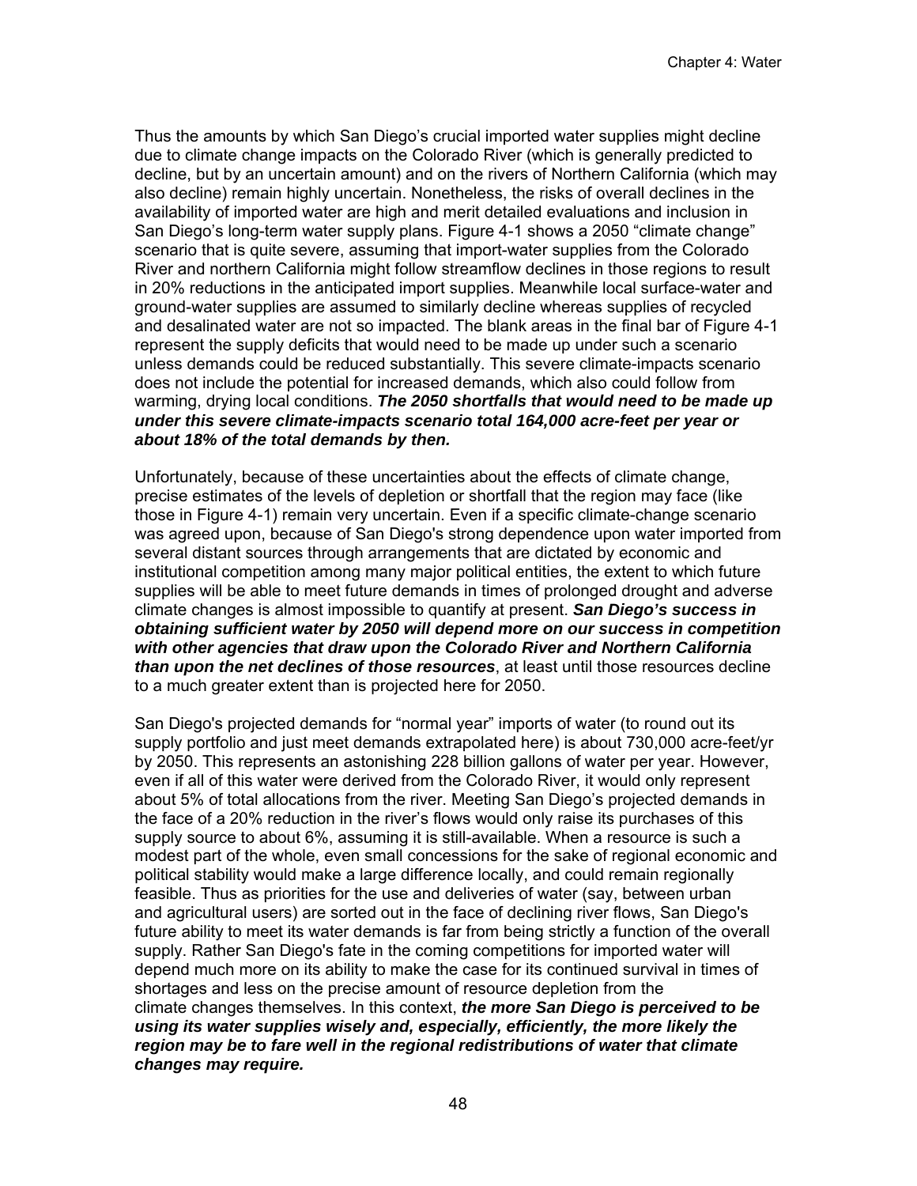Thus the amounts by which San Diego's crucial imported water supplies might decline due to climate change impacts on the Colorado River (which is generally predicted to decline, but by an uncertain amount) and on the rivers of Northern California (which may also decline) remain highly uncertain. Nonetheless, the risks of overall declines in the availability of imported water are high and merit detailed evaluations and inclusion in San Diego's long-term water supply plans. Figure 4-1 shows a 2050 "climate change" scenario that is quite severe, assuming that import-water supplies from the Colorado River and northern California might follow streamflow declines in those regions to result in 20% reductions in the anticipated import supplies. Meanwhile local surface-water and ground-water supplies are assumed to similarly decline whereas supplies of recycled and desalinated water are not so impacted. The blank areas in the final bar of Figure 4-1 represent the supply deficits that would need to be made up under such a scenario unless demands could be reduced substantially. This severe climate-impacts scenario does not include the potential for increased demands, which also could follow from warming, drying local conditions. ***The 2050 shortfalls that would need to be made up under this severe climate-impacts scenario total 164,000 acre-feet per year or about 18% of the total demands by then.***

Unfortunately, because of these uncertainties about the effects of climate change, precise estimates of the levels of depletion or shortfall that the region may face (like those in Figure 4-1) remain very uncertain. Even if a specific climate-change scenario was agreed upon, because of San Diego's strong dependence upon water imported from several distant sources through arrangements that are dictated by economic and institutional competition among many major political entities, the extent to which future supplies will be able to meet future demands in times of prolonged drought and adverse climate changes is almost impossible to quantify at present. ***San Diego's success in obtaining sufficient water by 2050 will depend more on our success in competition with other agencies that draw upon the Colorado River and Northern California than upon the net declines of those resources***, at least until those resources decline to a much greater extent than is projected here for 2050.

San Diego's projected demands for "normal year" imports of water (to round out its supply portfolio and just meet demands extrapolated here) is about 730,000 acre-feet/yr by 2050. This represents an astonishing 228 billion gallons of water per year. However, even if all of this water were derived from the Colorado River, it would only represent about 5% of total allocations from the river. Meeting San Diego's projected demands in the face of a 20% reduction in the river's flows would only raise its purchases of this supply source to about 6%, assuming it is still-available. When a resource is such a modest part of the whole, even small concessions for the sake of regional economic and political stability would make a large difference locally, and could remain regionally feasible. Thus as priorities for the use and deliveries of water (say, between urban and agricultural users) are sorted out in the face of declining river flows, San Diego's future ability to meet its water demands is far from being strictly a function of the overall supply. Rather San Diego's fate in the coming competitions for imported water will depend much more on its ability to make the case for its continued survival in times of shortages and less on the precise amount of resource depletion from the climate changes themselves. In this context, ***the more San Diego is perceived to be using its water supplies wisely and, especially, efficiently, the more likely the region may be to fare well in the regional redistributions of water that climate changes may require.***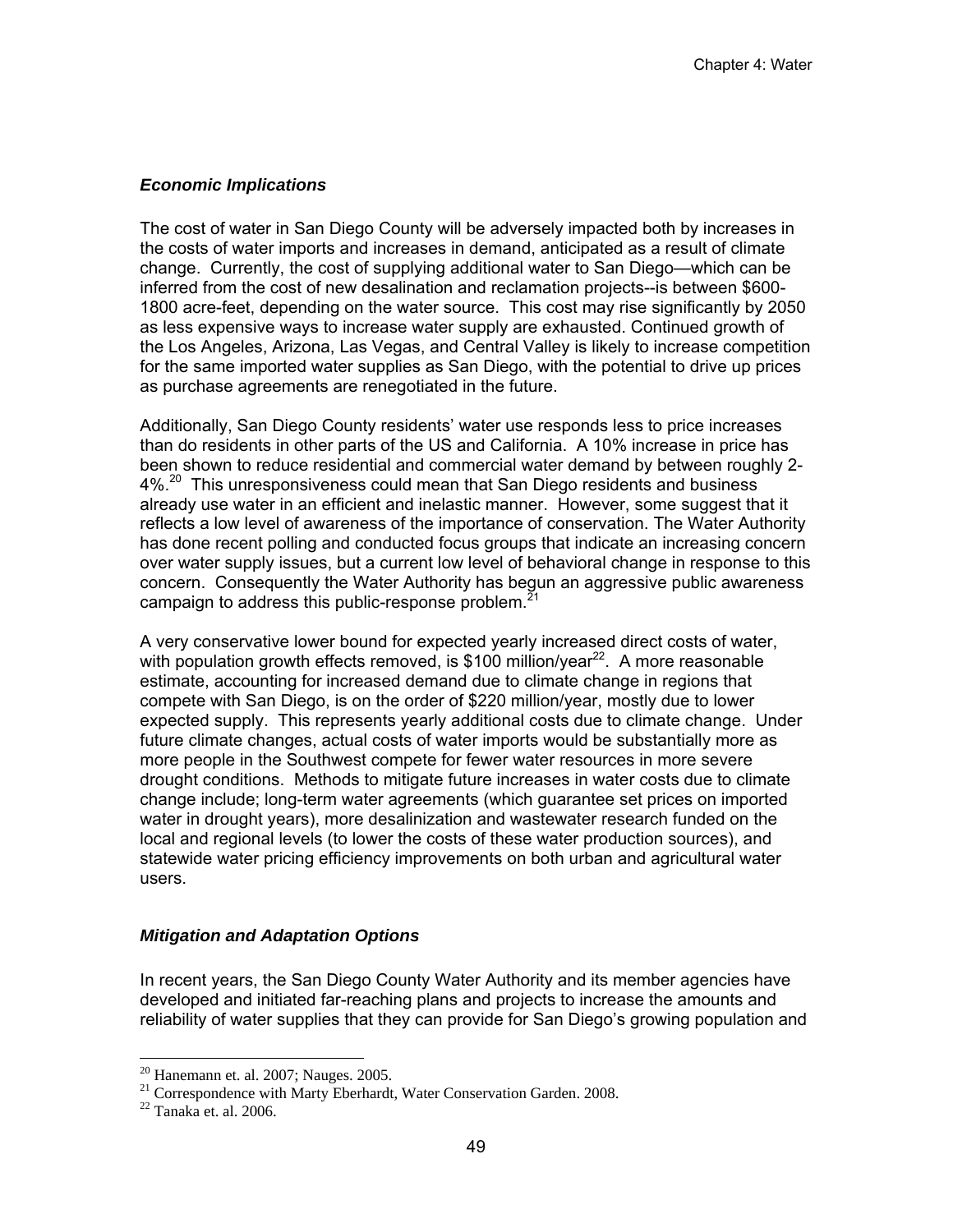### *Economic Implications*

The cost of water in San Diego County will be adversely impacted both by increases in the costs of water imports and increases in demand, anticipated as a result of climate change. Currently, the cost of supplying additional water to San Diego—which can be inferred from the cost of new desalination and reclamation projects--is between $600-1800 acre-feet, depending on the water source. This cost may rise significantly by 2050 as less expensive ways to increase water supply are exhausted. Continued growth of the Los Angeles, Arizona, Las Vegas, and Central Valley is likely to increase competition for the same imported water supplies as San Diego, with the potential to drive up prices as purchase agreements are renegotiated in the future.

Additionally, San Diego County residents' water use responds less to price increases than do residents in other parts of the US and California. A 10% increase in price has been shown to reduce residential and commercial water demand by between roughly 2-4%.[20] This unresponsiveness could mean that San Diego residents and business already use water in an efficient and inelastic manner. However, some suggest that it reflects a low level of awareness of the importance of conservation. The Water Authority has done recent polling and conducted focus groups that indicate an increasing concern over water supply issues, but a current low level of behavioral change in response to this concern. Consequently the Water Authority has begun an aggressive public awareness campaign to address this public-response problem.[21]

A very conservative lower bound for expected yearly increased direct costs of water, with population growth effects removed, is $100 million/year[22]. A more reasonable estimate, accounting for increased demand due to climate change in regions that compete with San Diego, is on the order of $220 million/year, mostly due to lower expected supply. This represents yearly additional costs due to climate change. Under future climate changes, actual costs of water imports would be substantially more as more people in the Southwest compete for fewer water resources in more severe drought conditions. Methods to mitigate future increases in water costs due to climate change include; long-term water agreements (which guarantee set prices on imported water in drought years), more desalinization and wastewater research funded on the local and regional levels (to lower the costs of these water production sources), and statewide water pricing efficiency improvements on both urban and agricultural water users.

### *Mitigation and Adaptation Options*

In recent years, the San Diego County Water Authority and its member agencies have developed and initiated far-reaching plans and projects to increase the amounts and reliability of water supplies that they can provide for San Diego's growing population and

---

[20] Hanemann et. al. 2007; Nauges. 2005.

[21] Correspondence with Marty Eberhardt, Water Conservation Garden. 2008.

[22] Tanaka et. al. 2006.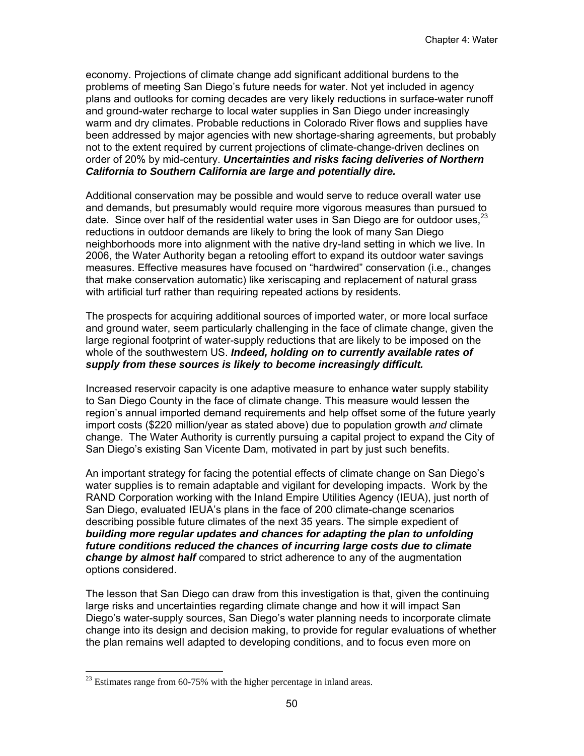economy. Projections of climate change add significant additional burdens to the problems of meeting San Diego's future needs for water. Not yet included in agency plans and outlooks for coming decades are very likely reductions in surface-water runoff and ground-water recharge to local water supplies in San Diego under increasingly warm and dry climates. Probable reductions in Colorado River flows and supplies have been addressed by major agencies with new shortage-sharing agreements, but probably not to the extent required by current projections of climate-change-driven declines on order of 20% by mid-century. ***Uncertainties and risks facing deliveries of Northern California to Southern California are large and potentially dire.***

Additional conservation may be possible and would serve to reduce overall water use and demands, but presumably would require more vigorous measures than pursued to date. Since over half of the residential water uses in San Diego are for outdoor uses,[23] reductions in outdoor demands are likely to bring the look of many San Diego neighborhoods more into alignment with the native dry-land setting in which we live. In 2006, the Water Authority began a retooling effort to expand its outdoor water savings measures. Effective measures have focused on "hardwired" conservation (i.e., changes that make conservation automatic) like xeriscaping and replacement of natural grass with artificial turf rather than requiring repeated actions by residents.

The prospects for acquiring additional sources of imported water, or more local surface and ground water, seem particularly challenging in the face of climate change, given the large regional footprint of water-supply reductions that are likely to be imposed on the whole of the southwestern US. ***Indeed, holding on to currently available rates of supply from these sources is likely to become increasingly difficult.***

Increased reservoir capacity is one adaptive measure to enhance water supply stability to San Diego County in the face of climate change. This measure would lessen the region's annual imported demand requirements and help offset some of the future yearly import costs ($220 million/year as stated above) due to population growth *and* climate change. The Water Authority is currently pursuing a capital project to expand the City of San Diego's existing San Vicente Dam, motivated in part by just such benefits.

An important strategy for facing the potential effects of climate change on San Diego's water supplies is to remain adaptable and vigilant for developing impacts. Work by the RAND Corporation working with the Inland Empire Utilities Agency (IEUA), just north of San Diego, evaluated IEUA's plans in the face of 200 climate-change scenarios describing possible future climates of the next 35 years. The simple expedient of ***building more regular updates and chances for adapting the plan to unfolding future conditions reduced the chances of incurring large costs due to climate change by almost half*** compared to strict adherence to any of the augmentation options considered.

The lesson that San Diego can draw from this investigation is that, given the continuing large risks and uncertainties regarding climate change and how it will impact San Diego's water-supply sources, San Diego's water planning needs to incorporate climate change into its design and decision making, to provide for regular evaluations of whether the plan remains well adapted to developing conditions, and to focus even more on

---

[23] Estimates range from 60-75% with the higher percentage in inland areas.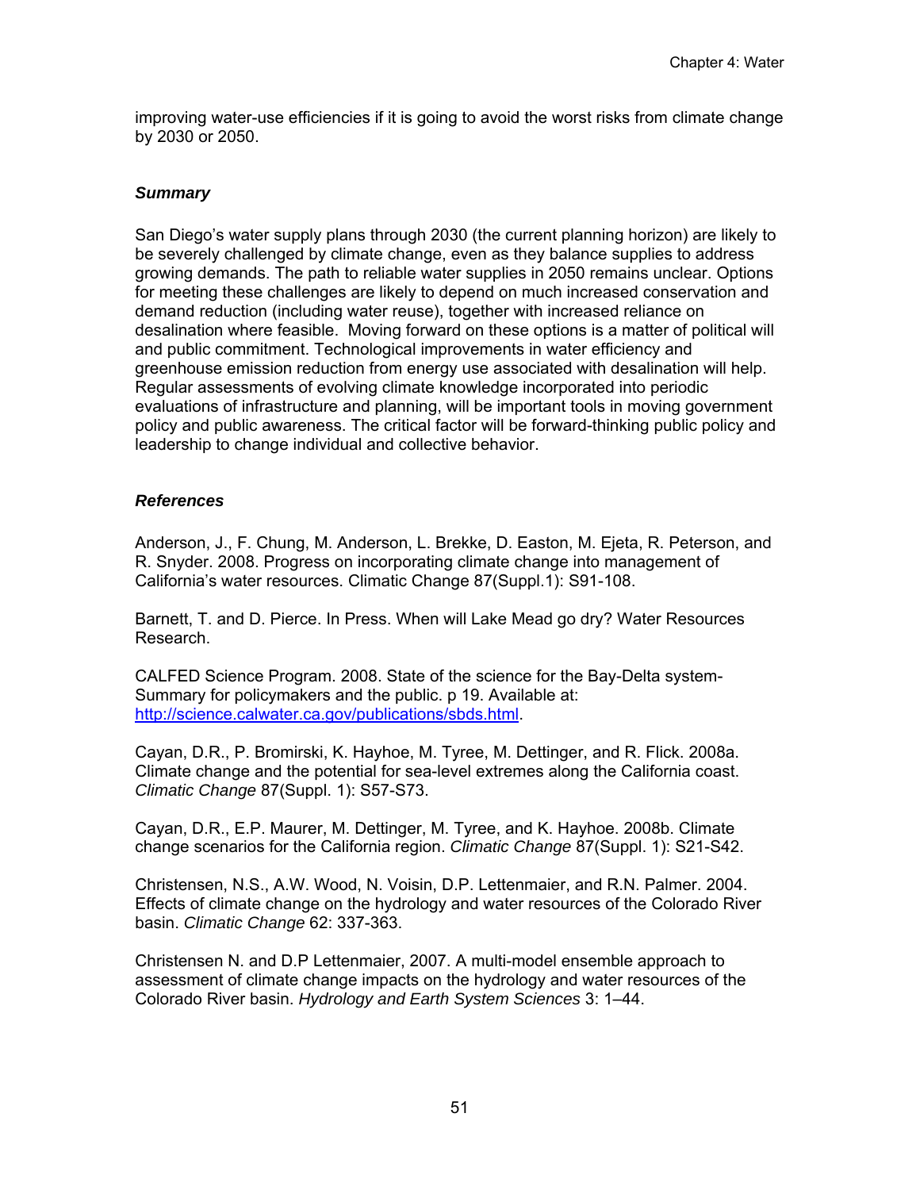improving water-use efficiencies if it is going to avoid the worst risks from climate change by 2030 or 2050.

### *Summary*

San Diego's water supply plans through 2030 (the current planning horizon) are likely to be severely challenged by climate change, even as they balance supplies to address growing demands. The path to reliable water supplies in 2050 remains unclear. Options for meeting these challenges are likely to depend on much increased conservation and demand reduction (including water reuse), together with increased reliance on desalination where feasible. Moving forward on these options is a matter of political will and public commitment. Technological improvements in water efficiency and greenhouse emission reduction from energy use associated with desalination will help. Regular assessments of evolving climate knowledge incorporated into periodic evaluations of infrastructure and planning, will be important tools in moving government policy and public awareness. The critical factor will be forward-thinking public policy and leadership to change individual and collective behavior.

### *References*

Anderson, J., F. Chung, M. Anderson, L. Brekke, D. Easton, M. Ejeta, R. Peterson, and R. Snyder. 2008. Progress on incorporating climate change into management of California's water resources. Climatic Change 87(Suppl.1): S91-108.

Barnett, T. and D. Pierce. In Press. When will Lake Mead go dry? Water Resources Research.

CALFED Science Program. 2008. State of the science for the Bay-Delta system-Summary for policymakers and the public. p 19. Available at: http://science.calwater.ca.gov/publications/sbds.html.

Cayan, D.R., P. Bromirski, K. Hayhoe, M. Tyree, M. Dettinger, and R. Flick. 2008a. Climate change and the potential for sea-level extremes along the California coast. *Climatic Change* 87(Suppl. 1): S57-S73.

Cayan, D.R., E.P. Maurer, M. Dettinger, M. Tyree, and K. Hayhoe. 2008b. Climate change scenarios for the California region. *Climatic Change* 87(Suppl. 1): S21-S42.

Christensen, N.S., A.W. Wood, N. Voisin, D.P. Lettenmaier, and R.N. Palmer. 2004. Effects of climate change on the hydrology and water resources of the Colorado River basin. *Climatic Change* 62: 337-363.

Christensen N. and D.P Lettenmaier, 2007. A multi-model ensemble approach to assessment of climate change impacts on the hydrology and water resources of the Colorado River basin. *Hydrology and Earth System Sciences* 3: 1–44.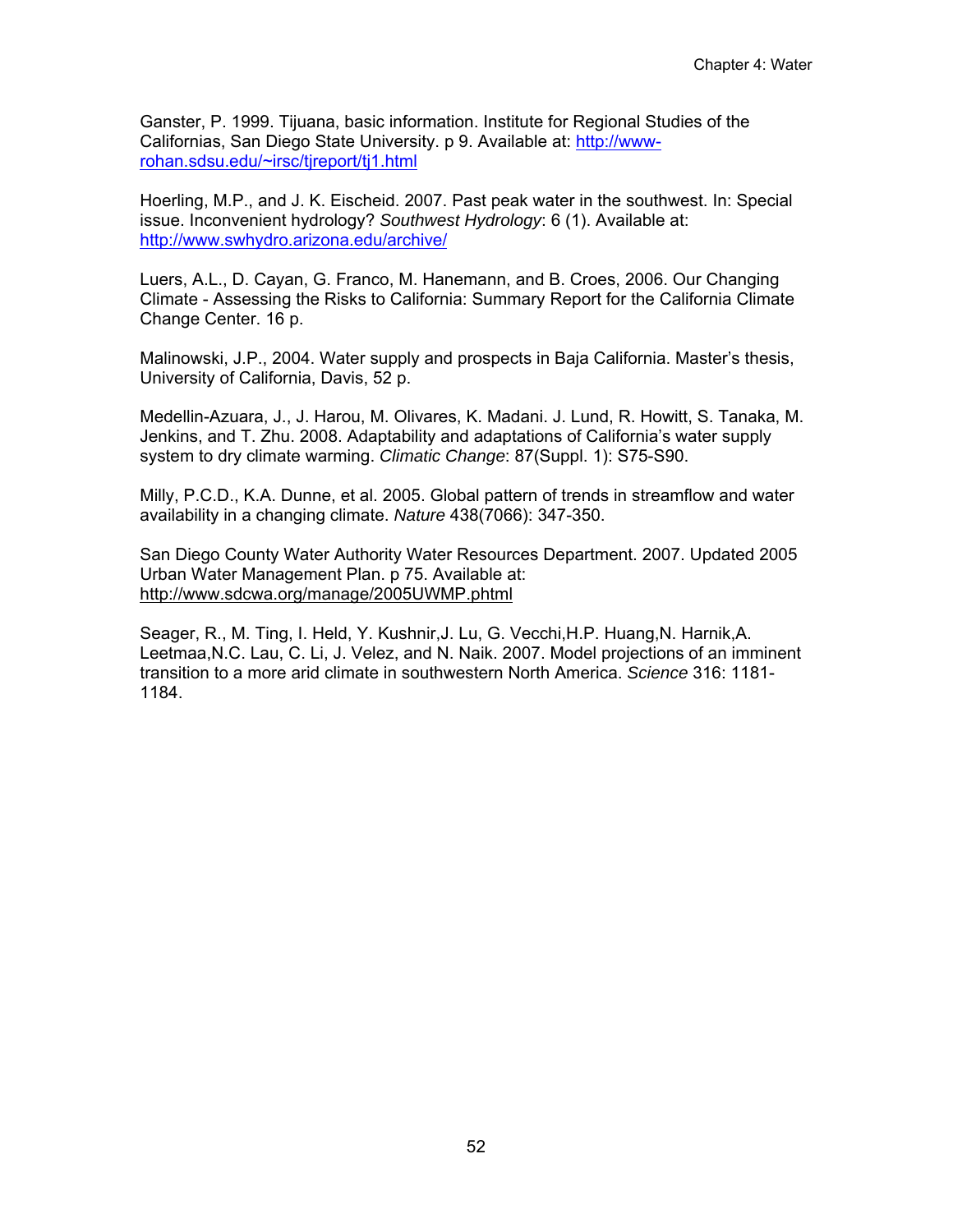Ganster, P. 1999. Tijuana, basic information. Institute for Regional Studies of the Californias, San Diego State University. p 9. Available at: http://www-rohan.sdsu.edu/~irsc/tjreport/tj1.html

Hoerling, M.P., and J. K. Eischeid. 2007. Past peak water in the southwest. In: Special issue. Inconvenient hydrology? *Southwest Hydrology*: 6 (1). Available at: http://www.swhydro.arizona.edu/archive/

Luers, A.L., D. Cayan, G. Franco, M. Hanemann, and B. Croes, 2006. Our Changing Climate - Assessing the Risks to California: Summary Report for the California Climate Change Center. 16 p.

Malinowski, J.P., 2004. Water supply and prospects in Baja California. Master's thesis, University of California, Davis, 52 p.

Medellin-Azuara, J., J. Harou, M. Olivares, K. Madani. J. Lund, R. Howitt, S. Tanaka, M. Jenkins, and T. Zhu. 2008. Adaptability and adaptations of California's water supply system to dry climate warming. *Climatic Change*: 87(Suppl. 1): S75-S90.

Milly, P.C.D., K.A. Dunne, et al. 2005. Global pattern of trends in streamflow and water availability in a changing climate. *Nature* 438(7066): 347-350.

San Diego County Water Authority Water Resources Department. 2007. Updated 2005 Urban Water Management Plan. p 75. Available at: http://www.sdcwa.org/manage/2005UWMP.phtml

Seager, R., M. Ting, I. Held, Y. Kushnir,J. Lu, G. Vecchi,H.P. Huang,N. Harnik,A. Leetmaa,N.C. Lau, C. Li, J. Velez, and N. Naik. 2007. Model projections of an imminent transition to a more arid climate in southwestern North America. *Science* 316: 1181-1184.